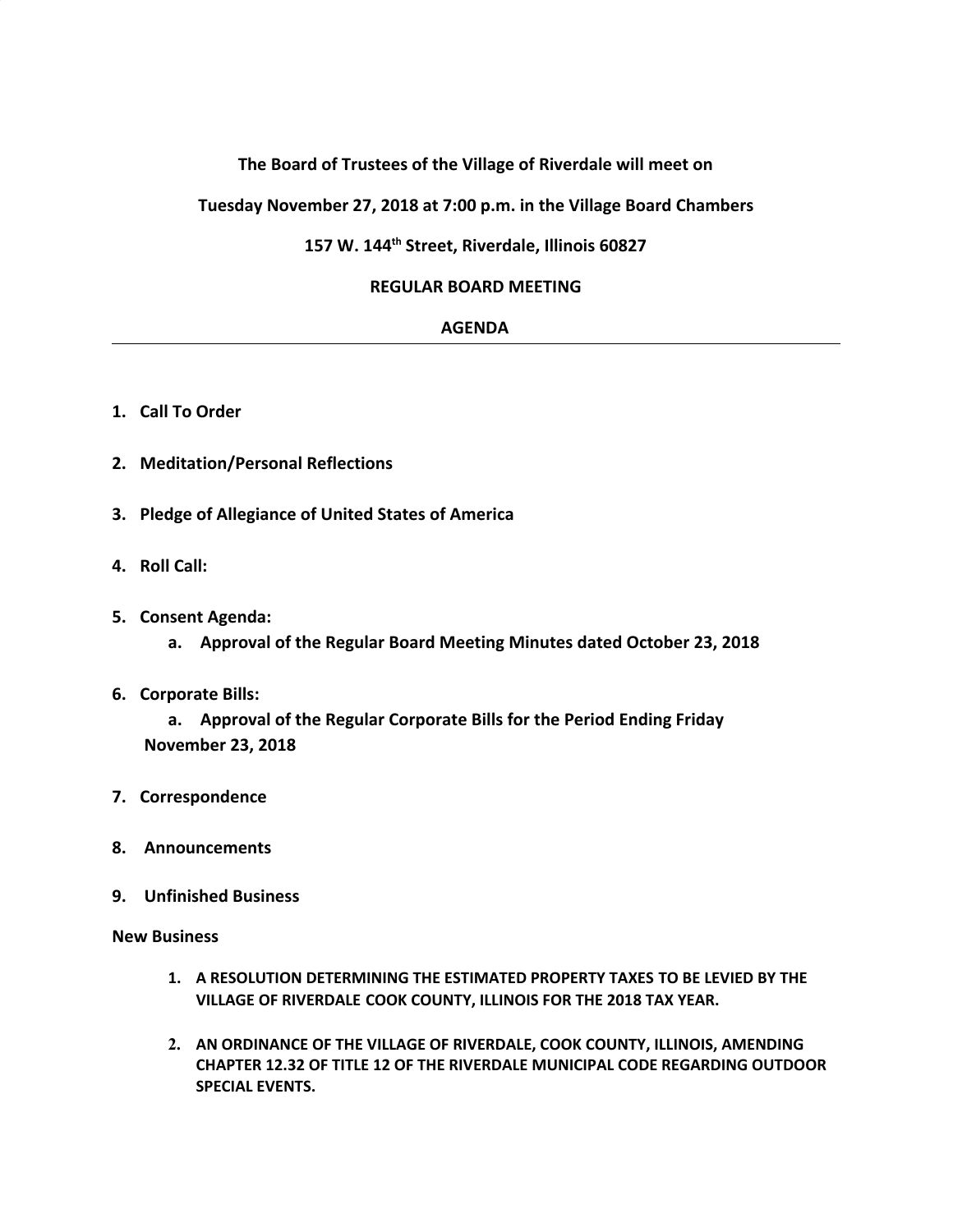**The Board of Trustees of the Village of Riverdale will meet on**

**Tuesday November 27, 2018 at 7:00 p.m. in the Village Board Chambers**

**157 W. 144th Street, Riverdale, Illinois 60827**

**REGULAR BOARD MEETING**

**AGENDA**

---

1. **Call To Order**

2. **Meditation/Personal Reflections**

3. **Pledge of Allegiance of United States of America**

4. **Roll Call:**

5. **Consent Agenda:**
   a. **Approval of the Regular Board Meeting Minutes dated October 23, 2018**

6. **Corporate Bills:**
   a. **Approval of the Regular Corporate Bills for the Period Ending Friday November 23, 2018**

7. **Correspondence**

8. **Announcements**

9. **Unfinished Business**

**New Business**

1. **A RESOLUTION DETERMINING THE ESTIMATED PROPERTY TAXES TO BE LEVIED BY THE VILLAGE OF RIVERDALE COOK COUNTY, ILLINOIS FOR THE 2018 TAX YEAR.**

2. **AN ORDINANCE OF THE VILLAGE OF RIVERDALE, COOK COUNTY, ILLINOIS, AMENDING CHAPTER 12.32 OF TITLE 12 OF THE RIVERDALE MUNICIPAL CODE REGARDING OUTDOOR SPECIAL EVENTS.**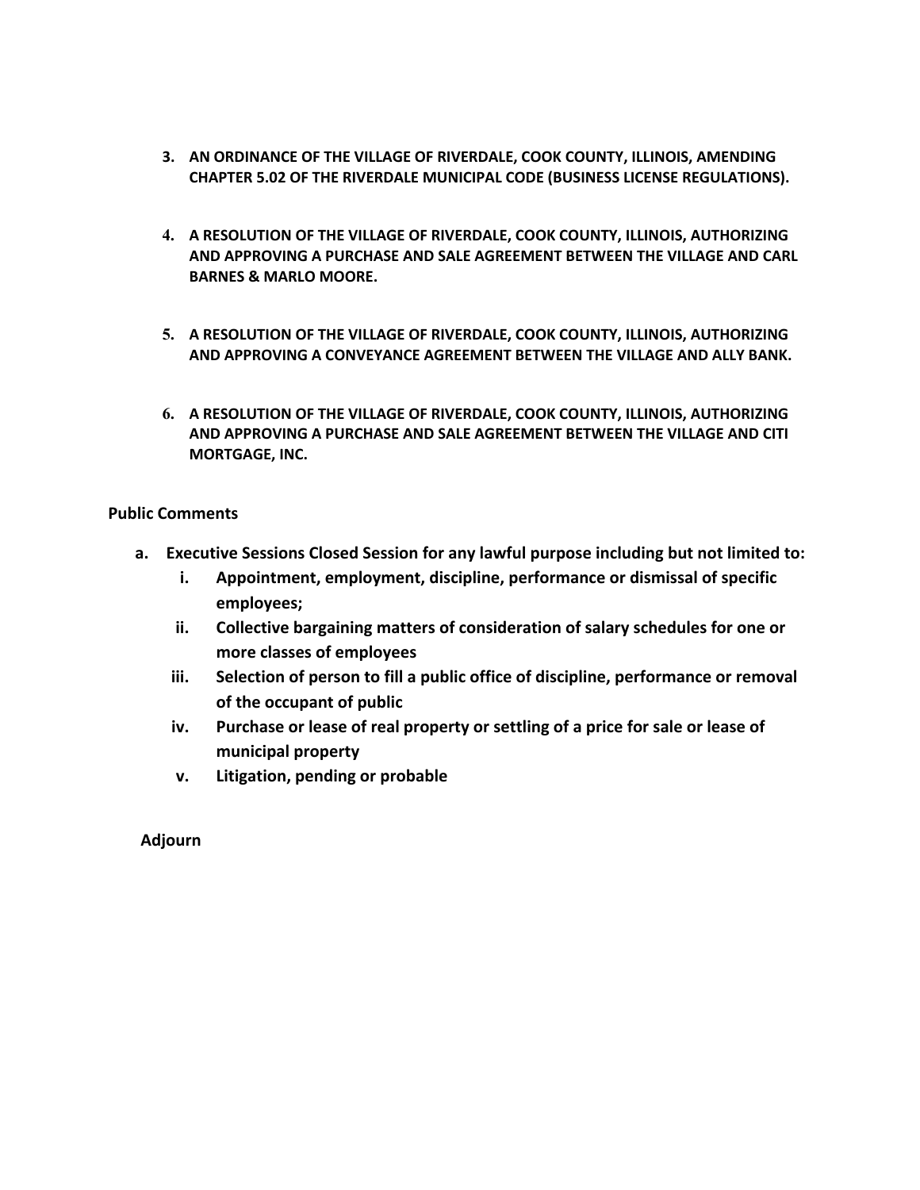3. **AN ORDINANCE OF THE VILLAGE OF RIVERDALE, COOK COUNTY, ILLINOIS, AMENDING CHAPTER 5.02 OF THE RIVERDALE MUNICIPAL CODE (BUSINESS LICENSE REGULATIONS).**

4. **A RESOLUTION OF THE VILLAGE OF RIVERDALE, COOK COUNTY, ILLINOIS, AUTHORIZING AND APPROVING A PURCHASE AND SALE AGREEMENT BETWEEN THE VILLAGE AND CARL BARNES & MARLO MOORE.**

5. **A RESOLUTION OF THE VILLAGE OF RIVERDALE, COOK COUNTY, ILLINOIS, AUTHORIZING AND APPROVING A CONVEYANCE AGREEMENT BETWEEN THE VILLAGE AND ALLY BANK.**

6. **A RESOLUTION OF THE VILLAGE OF RIVERDALE, COOK COUNTY, ILLINOIS, AUTHORIZING AND APPROVING A PURCHASE AND SALE AGREEMENT BETWEEN THE VILLAGE AND CITI MORTGAGE, INC.**

**Public Comments**

a. **Executive Sessions Closed Session for any lawful purpose including but not limited to:**
   i. **Appointment, employment, discipline, performance or dismissal of specific employees;**
   ii. **Collective bargaining matters of consideration of salary schedules for one or more classes of employees**
   iii. **Selection of person to fill a public office of discipline, performance or removal of the occupant of public**
   iv. **Purchase or lease of real property or settling of a price for sale or lease of municipal property**
   v. **Litigation, pending or probable**

**Adjourn**